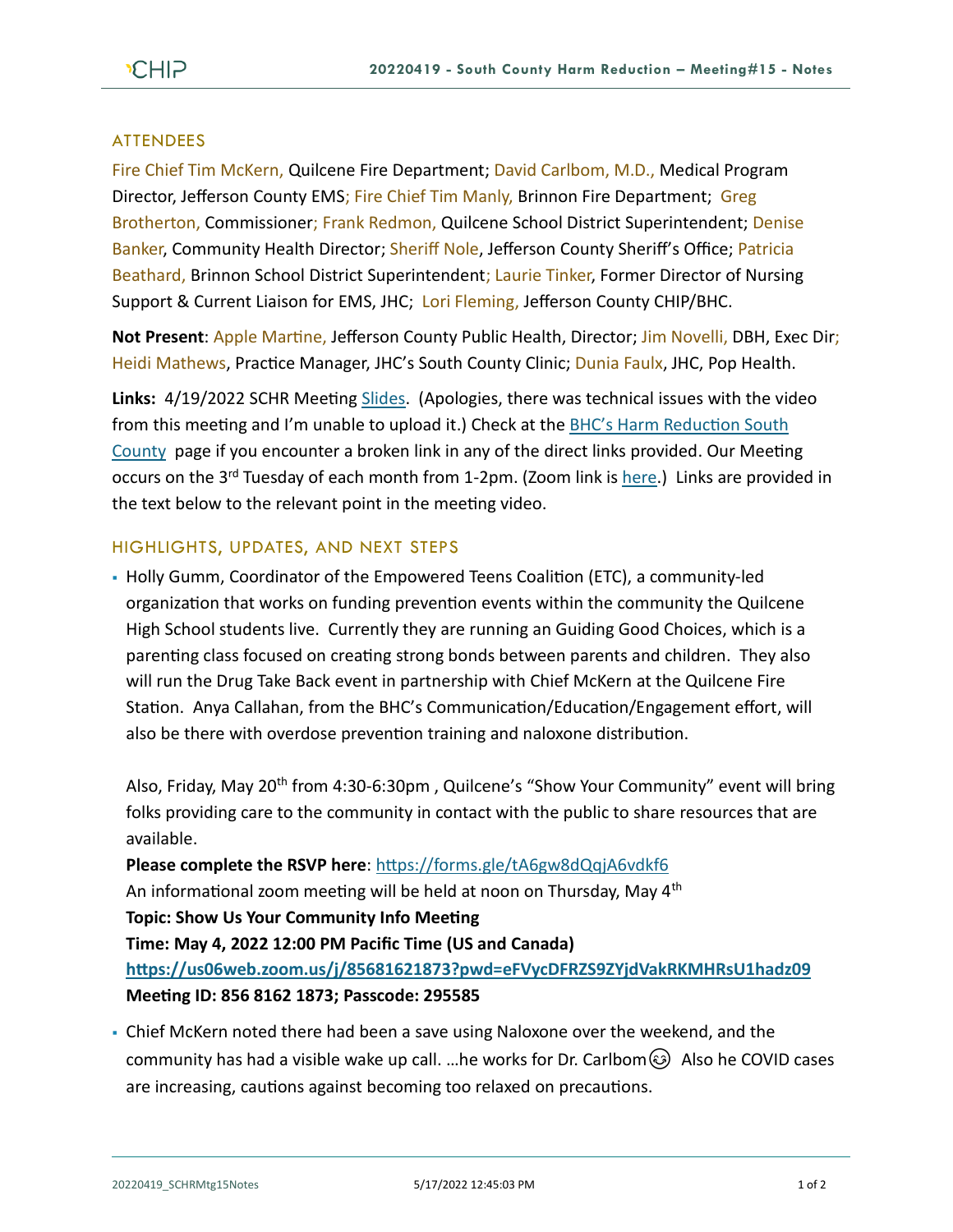## ATTENDEES

Fire Chief Tim McKern, Quilcene Fire Department; David Carlbom, M.D., Medical Program Director, Jefferson County EMS; Fire Chief Tim Manly, Brinnon Fire Department; Greg Brotherton, Commissioner; Frank Redmon, Quilcene School District Superintendent; Denise Banker, Community Health Director; Sheriff Nole, Jefferson County Sheriff's Office; Patricia Beathard, Brinnon School District Superintendent; Laurie Tinker, Former Director of Nursing Support & Current Liaison for EMS, JHC; Lori Fleming, Jefferson County CHIP/BHC.

**Not Present**: Apple Martine, Jefferson County Public Health, Director; Jim Novelli, DBH, Exec Dir; Heidi Mathews, Practice Manager, JHC's South County Clinic; Dunia Faulx, JHC, Pop Health.

**Links:** 4/19/2022 SCHR Meeting Slides. (Apologies, there was technical issues with the video from this meeting and I'm unable to upload it.) Check at the BHC's Harm Reduction South County page if you encounter a broken link in any of the direct links provided. Our Meeting occurs on the 3rd Tuesday of each month from 1-2pm. (Zoom link is here.) Links are provided in the text below to the relevant point in the meeting video.

## HIGHLIGHTS, UPDATES, AND NEXT STEPS

- Holly Gumm, Coordinator of the Empowered Teens Coalition (ETC), a community-led organization that works on funding prevention events within the community the Quilcene High School students live. Currently they are running an Guiding Good Choices, which is a parenting class focused on creating strong bonds between parents and children. They also will run the Drug Take Back event in partnership with Chief McKern at the Quilcene Fire Station. Anya Callahan, from the BHC's Communication/Education/Engagement effort, will also be there with overdose prevention training and naloxone distribution.

  Also, Friday, May 20th from 4:30-6:30pm , Quilcene's "Show Your Community" event will bring folks providing care to the community in contact with the public to share resources that are available.
  **Please complete the RSVP here**: https://forms.gle/tA6gw8dQqjA6vdkf6
  An informational zoom meeting will be held at noon on Thursday, May 4th
  **Topic: Show Us Your Community Info Meeting**
  **Time: May 4, 2022 12:00 PM Pacific Time (US and Canada)**
  **https://us06web.zoom.us/j/85681621873?pwd=eFVycDFRZS9ZYjdVakRKMHRsU1hadz09**
  **Meeting ID: 856 8162 1873; Passcode: 295585**

- Chief McKern noted there had been a save using Naloxone over the weekend, and the community has had a visible wake up call. …he works for Dr. Carlbom😉 Also he COVID cases are increasing, cautions against becoming too relaxed on precautions.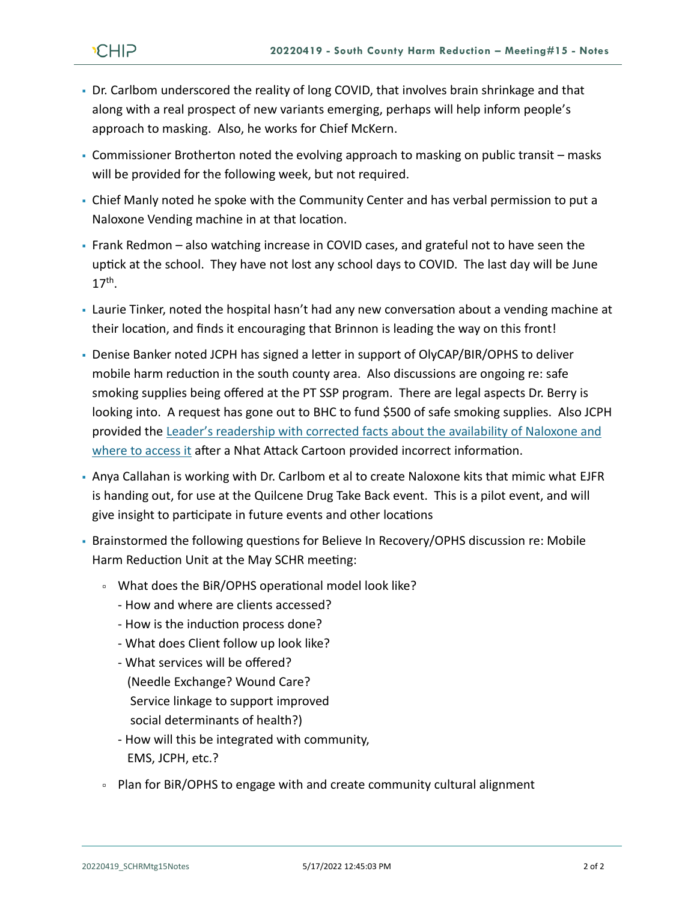- Dr. Carlbom underscored the reality of long COVID, that involves brain shrinkage and that along with a real prospect of new variants emerging, perhaps will help inform people's approach to masking. Also, he works for Chief McKern.
- Commissioner Brotherton noted the evolving approach to masking on public transit – masks will be provided for the following week, but not required.
- Chief Manly noted he spoke with the Community Center and has verbal permission to put a Naloxone Vending machine in at that location.
- Frank Redmon – also watching increase in COVID cases, and grateful not to have seen the uptick at the school. They have not lost any school days to COVID. The last day will be June 17th.
- Laurie Tinker, noted the hospital hasn't had any new conversation about a vending machine at their location, and finds it encouraging that Brinnon is leading the way on this front!
- Denise Banker noted JCPH has signed a letter in support of OlyCAP/BIR/OPHS to deliver mobile harm reduction in the south county area. Also discussions are ongoing re: safe smoking supplies being offered at the PT SSP program. There are legal aspects Dr. Berry is looking into. A request has gone out to BHC to fund $500 of safe smoking supplies. Also JCPH provided the Leader's readership with corrected facts about the availability of Naloxone and where to access it after a Nhat Attack Cartoon provided incorrect information.
- Anya Callahan is working with Dr. Carlbom et al to create Naloxone kits that mimic what EJFR is handing out, for use at the Quilcene Drug Take Back event. This is a pilot event, and will give insight to participate in future events and other locations
- Brainstormed the following questions for Believe In Recovery/OPHS discussion re: Mobile Harm Reduction Unit at the May SCHR meeting:
  - What does the BiR/OPHS operational model look like?
    - How and where are clients accessed?
    - How is the induction process done?
    - What does Client follow up look like?
    - What services will be offered?
      (Needle Exchange? Wound Care?
      Service linkage to support improved
      social determinants of health?)
    - How will this be integrated with community,
      EMS, JCPH, etc.?
  - Plan for BiR/OPHS to engage with and create community cultural alignment